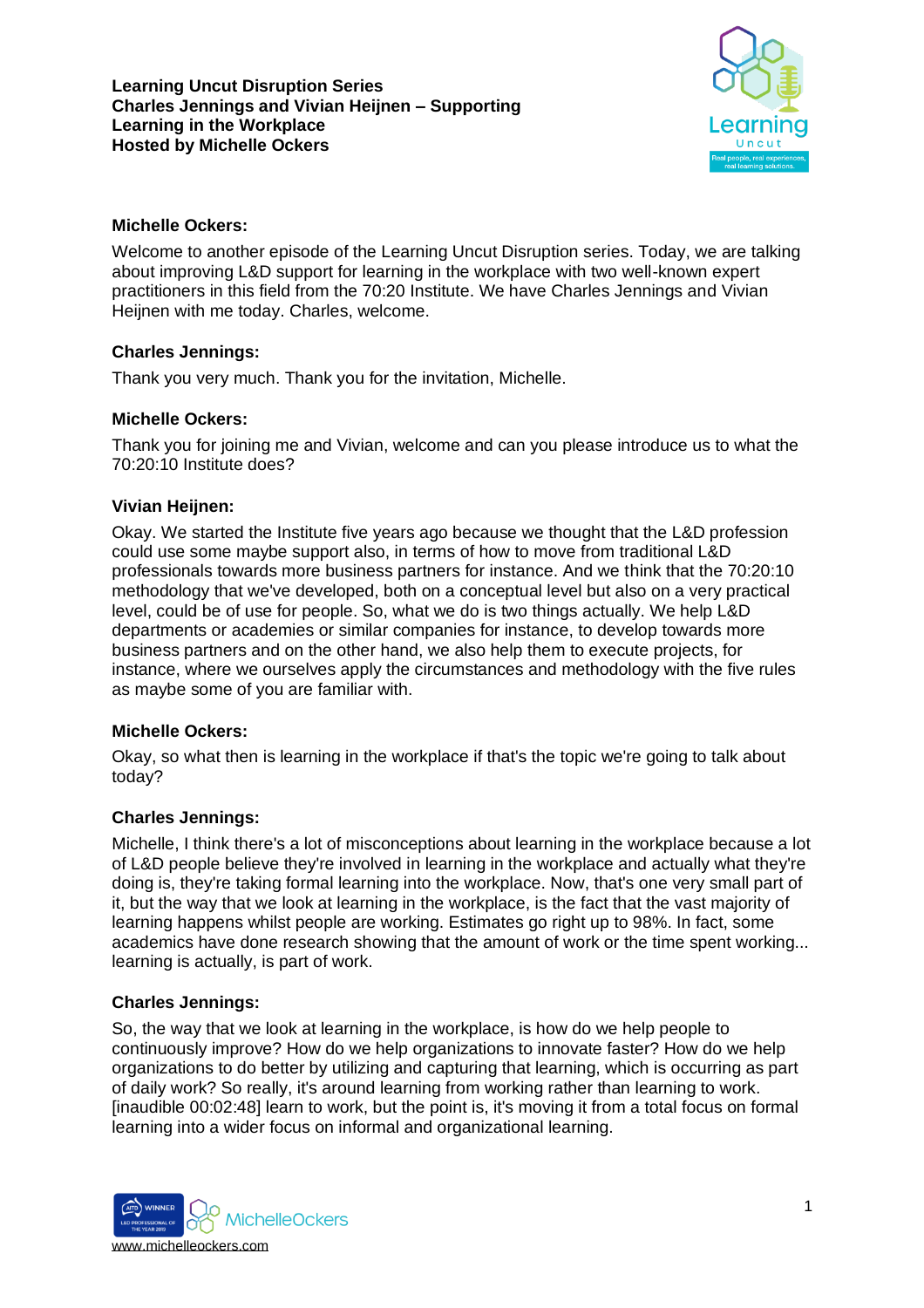**Learning Uncut Disruption Series**
**Charles Jennings and Vivian Heijnen – Supporting Learning in the Workplace**
**Hosted by Michelle Ockers**

**Michelle Ockers:**

Welcome to another episode of the Learning Uncut Disruption series. Today, we are talking about improving L&D support for learning in the workplace with two well-known expert practitioners in this field from the 70:20 Institute. We have Charles Jennings and Vivian Heijnen with me today. Charles, welcome.

**Charles Jennings:**

Thank you very much. Thank you for the invitation, Michelle.

**Michelle Ockers:**

Thank you for joining me and Vivian, welcome and can you please introduce us to what the 70:20:10 Institute does?

**Vivian Heijnen:**

Okay. We started the Institute five years ago because we thought that the L&D profession could use some maybe support also, in terms of how to move from traditional L&D professionals towards more business partners for instance. And we think that the 70:20:10 methodology that we've developed, both on a conceptual level but also on a very practical level, could be of use for people. So, what we do is two things actually. We help L&D departments or academies or similar companies for instance, to develop towards more business partners and on the other hand, we also help them to execute projects, for instance, where we ourselves apply the circumstances and methodology with the five rules as maybe some of you are familiar with.

**Michelle Ockers:**

Okay, so what then is learning in the workplace if that's the topic we're going to talk about today?

**Charles Jennings:**

Michelle, I think there's a lot of misconceptions about learning in the workplace because a lot of L&D people believe they're involved in learning in the workplace and actually what they're doing is, they're taking formal learning into the workplace. Now, that's one very small part of it, but the way that we look at learning in the workplace, is the fact that the vast majority of learning happens whilst people are working. Estimates go right up to 98%. In fact, some academics have done research showing that the amount of work or the time spent working... learning is actually, is part of work.

**Charles Jennings:**

So, the way that we look at learning in the workplace, is how do we help people to continuously improve? How do we help organizations to innovate faster? How do we help organizations to do better by utilizing and capturing that learning, which is occurring as part of daily work? So really, it's around learning from working rather than learning to work. [inaudible 00:02:48] learn to work, but the point is, it's moving it from a total focus on formal learning into a wider focus on informal and organizational learning.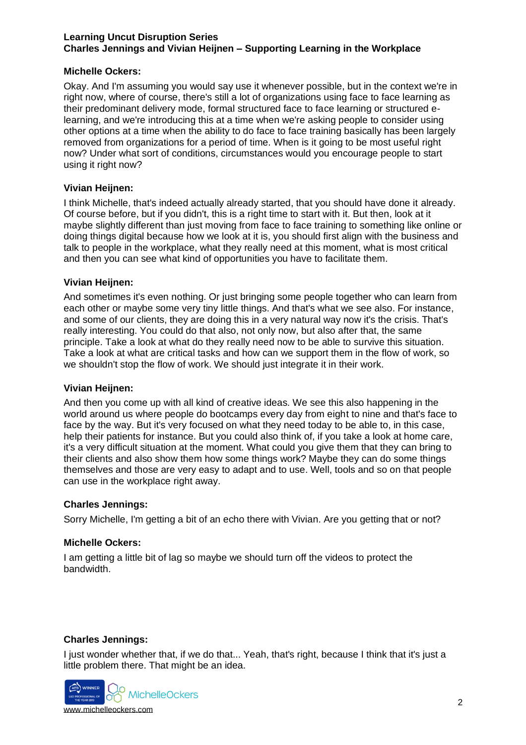**Michelle Ockers:**

Okay. And I'm assuming you would say use it whenever possible, but in the context we're in right now, where of course, there's still a lot of organizations using face to face learning as their predominant delivery mode, formal structured face to face learning or structured e-learning, and we're introducing this at a time when we're asking people to consider using other options at a time when the ability to do face to face training basically has been largely removed from organizations for a period of time. When is it going to be most useful right now? Under what sort of conditions, circumstances would you encourage people to start using it right now?

**Vivian Heijnen:**

I think Michelle, that's indeed actually already started, that you should have done it already. Of course before, but if you didn't, this is a right time to start with it. But then, look at it maybe slightly different than just moving from face to face training to something like online or doing things digital because how we look at it is, you should first align with the business and talk to people in the workplace, what they really need at this moment, what is most critical and then you can see what kind of opportunities you have to facilitate them.

**Vivian Heijnen:**

And sometimes it's even nothing. Or just bringing some people together who can learn from each other or maybe some very tiny little things. And that's what we see also. For instance, and some of our clients, they are doing this in a very natural way now it's the crisis. That's really interesting. You could do that also, not only now, but also after that, the same principle. Take a look at what do they really need now to be able to survive this situation. Take a look at what are critical tasks and how can we support them in the flow of work, so we shouldn't stop the flow of work. We should just integrate it in their work.

**Vivian Heijnen:**

And then you come up with all kind of creative ideas. We see this also happening in the world around us where people do bootcamps every day from eight to nine and that's face to face by the way. But it's very focused on what they need today to be able to, in this case, help their patients for instance. But you could also think of, if you take a look at home care, it's a very difficult situation at the moment. What could you give them that they can bring to their clients and also show them how some things work? Maybe they can do some things themselves and those are very easy to adapt and to use. Well, tools and so on that people can use in the workplace right away.

**Charles Jennings:**

Sorry Michelle, I'm getting a bit of an echo there with Vivian. Are you getting that or not?

**Michelle Ockers:**

I am getting a little bit of lag so maybe we should turn off the videos to protect the bandwidth.

**Charles Jennings:**

I just wonder whether that, if we do that... Yeah, that's right, because I think that it's just a little problem there. That might be an idea.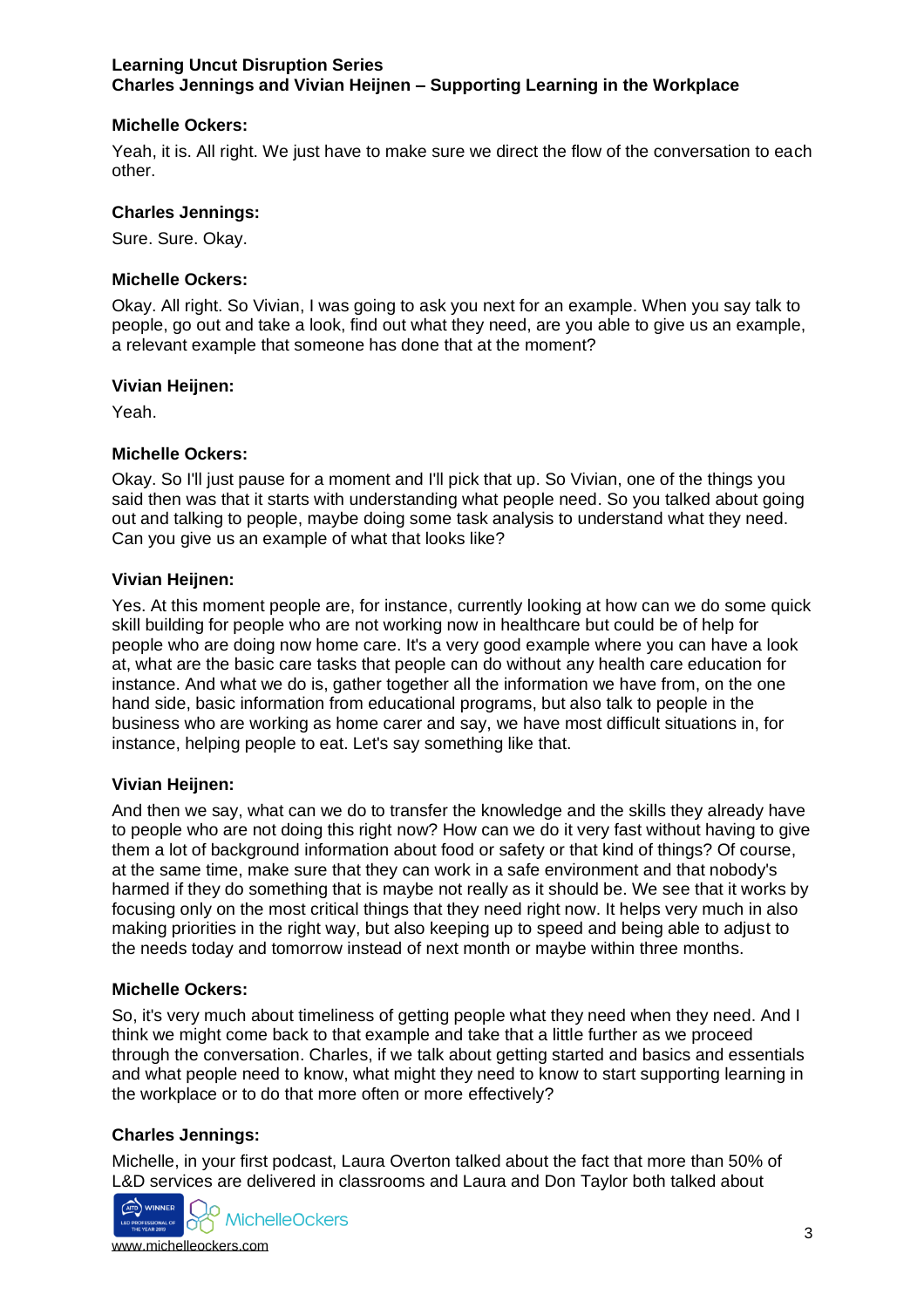**Michelle Ockers:**

Yeah, it is. All right. We just have to make sure we direct the flow of the conversation to each other.

**Charles Jennings:**

Sure. Sure. Okay.

**Michelle Ockers:**

Okay. All right. So Vivian, I was going to ask you next for an example. When you say talk to people, go out and take a look, find out what they need, are you able to give us an example, a relevant example that someone has done that at the moment?

**Vivian Heijnen:**

Yeah.

**Michelle Ockers:**

Okay. So I'll just pause for a moment and I'll pick that up. So Vivian, one of the things you said then was that it starts with understanding what people need. So you talked about going out and talking to people, maybe doing some task analysis to understand what they need. Can you give us an example of what that looks like?

**Vivian Heijnen:**

Yes. At this moment people are, for instance, currently looking at how can we do some quick skill building for people who are not working now in healthcare but could be of help for people who are doing now home care. It's a very good example where you can have a look at, what are the basic care tasks that people can do without any health care education for instance. And what we do is, gather together all the information we have from, on the one hand side, basic information from educational programs, but also talk to people in the business who are working as home carer and say, we have most difficult situations in, for instance, helping people to eat. Let's say something like that.

**Vivian Heijnen:**

And then we say, what can we do to transfer the knowledge and the skills they already have to people who are not doing this right now? How can we do it very fast without having to give them a lot of background information about food or safety or that kind of things? Of course, at the same time, make sure that they can work in a safe environment and that nobody's harmed if they do something that is maybe not really as it should be. We see that it works by focusing only on the most critical things that they need right now. It helps very much in also making priorities in the right way, but also keeping up to speed and being able to adjust to the needs today and tomorrow instead of next month or maybe within three months.

**Michelle Ockers:**

So, it's very much about timeliness of getting people what they need when they need. And I think we might come back to that example and take that a little further as we proceed through the conversation. Charles, if we talk about getting started and basics and essentials and what people need to know, what might they need to know to start supporting learning in the workplace or to do that more often or more effectively?

**Charles Jennings:**

Michelle, in your first podcast, Laura Overton talked about the fact that more than 50% of L&D services are delivered in classrooms and Laura and Don Taylor both talked about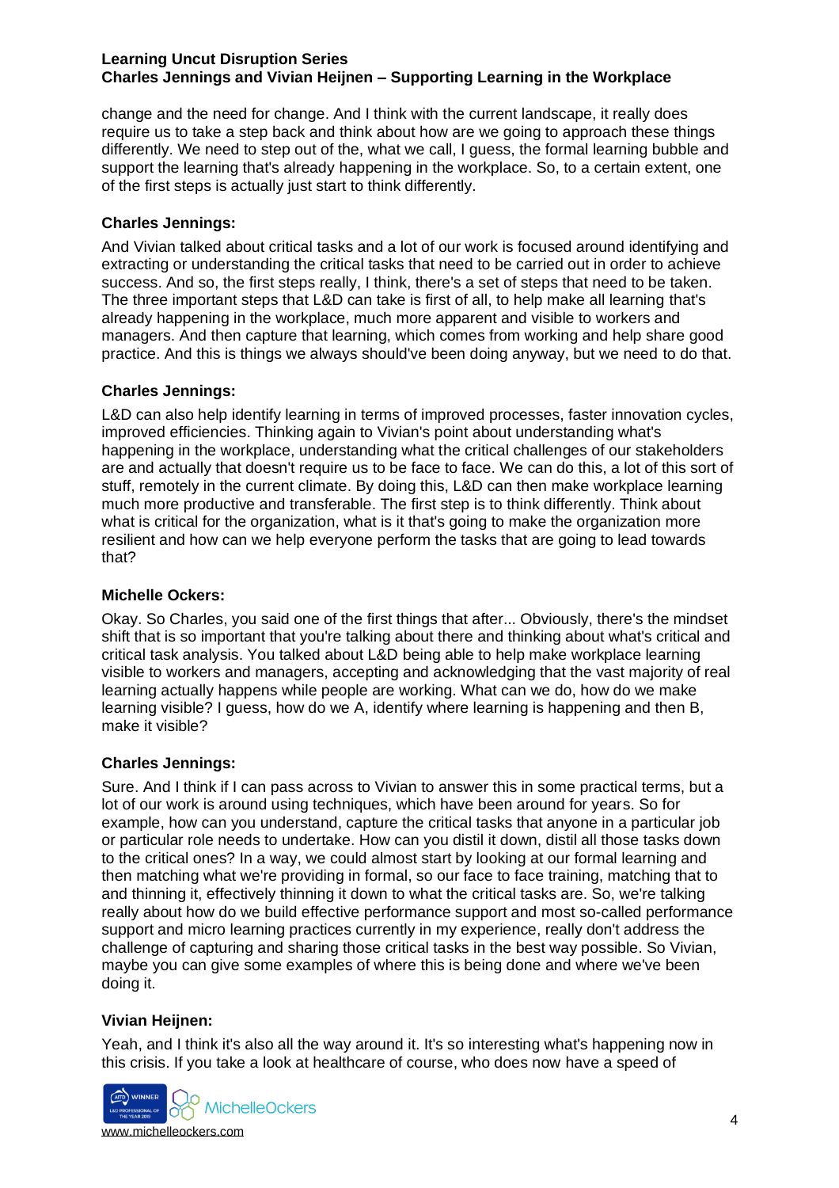change and the need for change. And I think with the current landscape, it really does require us to take a step back and think about how are we going to approach these things differently. We need to step out of the, what we call, I guess, the formal learning bubble and support the learning that's already happening in the workplace. So, to a certain extent, one of the first steps is actually just start to think differently.

**Charles Jennings:**

And Vivian talked about critical tasks and a lot of our work is focused around identifying and extracting or understanding the critical tasks that need to be carried out in order to achieve success. And so, the first steps really, I think, there's a set of steps that need to be taken. The three important steps that L&D can take is first of all, to help make all learning that's already happening in the workplace, much more apparent and visible to workers and managers. And then capture that learning, which comes from working and help share good practice. And this is things we always should've been doing anyway, but we need to do that.

**Charles Jennings:**

L&D can also help identify learning in terms of improved processes, faster innovation cycles, improved efficiencies. Thinking again to Vivian's point about understanding what's happening in the workplace, understanding what the critical challenges of our stakeholders are and actually that doesn't require us to be face to face. We can do this, a lot of this sort of stuff, remotely in the current climate. By doing this, L&D can then make workplace learning much more productive and transferable. The first step is to think differently. Think about what is critical for the organization, what is it that's going to make the organization more resilient and how can we help everyone perform the tasks that are going to lead towards that?

**Michelle Ockers:**

Okay. So Charles, you said one of the first things that after... Obviously, there's the mindset shift that is so important that you're talking about there and thinking about what's critical and critical task analysis. You talked about L&D being able to help make workplace learning visible to workers and managers, accepting and acknowledging that the vast majority of real learning actually happens while people are working. What can we do, how do we make learning visible? I guess, how do we A, identify where learning is happening and then B, make it visible?

**Charles Jennings:**

Sure. And I think if I can pass across to Vivian to answer this in some practical terms, but a lot of our work is around using techniques, which have been around for years. So for example, how can you understand, capture the critical tasks that anyone in a particular job or particular role needs to undertake. How can you distil it down, distil all those tasks down to the critical ones? In a way, we could almost start by looking at our formal learning and then matching what we're providing in formal, so our face to face training, matching that to and thinning it, effectively thinning it down to what the critical tasks are. So, we're talking really about how do we build effective performance support and most so-called performance support and micro learning practices currently in my experience, really don't address the challenge of capturing and sharing those critical tasks in the best way possible. So Vivian, maybe you can give some examples of where this is being done and where we've been doing it.

**Vivian Heijnen:**

Yeah, and I think it's also all the way around it. It's so interesting what's happening now in this crisis. If you take a look at healthcare of course, who does now have a speed of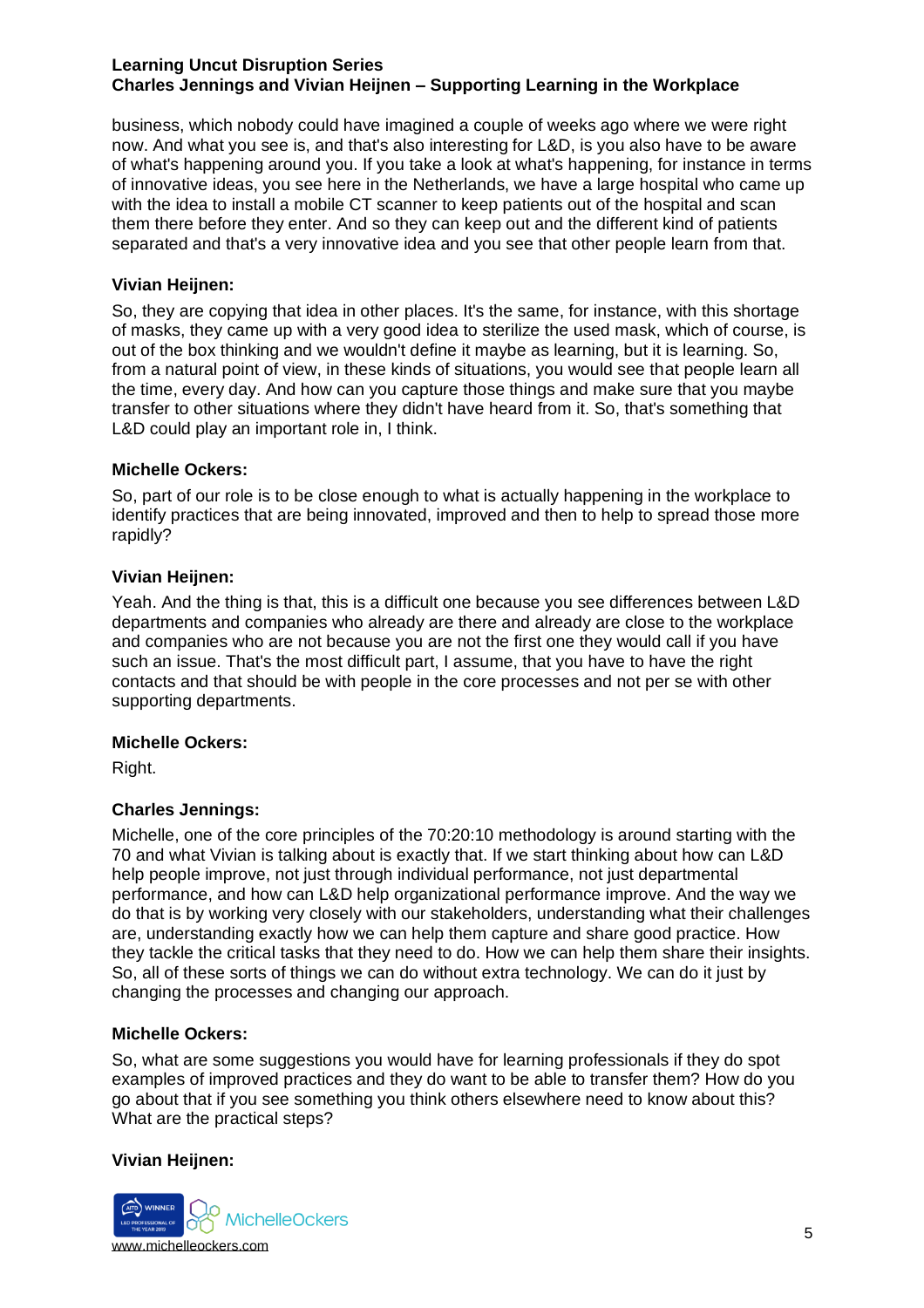business, which nobody could have imagined a couple of weeks ago where we were right now. And what you see is, and that's also interesting for L&D, is you also have to be aware of what's happening around you. If you take a look at what's happening, for instance in terms of innovative ideas, you see here in the Netherlands, we have a large hospital who came up with the idea to install a mobile CT scanner to keep patients out of the hospital and scan them there before they enter. And so they can keep out and the different kind of patients separated and that's a very innovative idea and you see that other people learn from that.

**Vivian Heijnen:**

So, they are copying that idea in other places. It's the same, for instance, with this shortage of masks, they came up with a very good idea to sterilize the used mask, which of course, is out of the box thinking and we wouldn't define it maybe as learning, but it is learning. So, from a natural point of view, in these kinds of situations, you would see that people learn all the time, every day. And how can you capture those things and make sure that you maybe transfer to other situations where they didn't have heard from it. So, that's something that L&D could play an important role in, I think.

**Michelle Ockers:**

So, part of our role is to be close enough to what is actually happening in the workplace to identify practices that are being innovated, improved and then to help to spread those more rapidly?

**Vivian Heijnen:**

Yeah. And the thing is that, this is a difficult one because you see differences between L&D departments and companies who already are there and already are close to the workplace and companies who are not because you are not the first one they would call if you have such an issue. That's the most difficult part, I assume, that you have to have the right contacts and that should be with people in the core processes and not per se with other supporting departments.

**Michelle Ockers:**

Right.

**Charles Jennings:**

Michelle, one of the core principles of the 70:20:10 methodology is around starting with the 70 and what Vivian is talking about is exactly that. If we start thinking about how can L&D help people improve, not just through individual performance, not just departmental performance, and how can L&D help organizational performance improve. And the way we do that is by working very closely with our stakeholders, understanding what their challenges are, understanding exactly how we can help them capture and share good practice. How they tackle the critical tasks that they need to do. How we can help them share their insights. So, all of these sorts of things we can do without extra technology. We can do it just by changing the processes and changing our approach.

**Michelle Ockers:**

So, what are some suggestions you would have for learning professionals if they do spot examples of improved practices and they do want to be able to transfer them? How do you go about that if you see something you think others elsewhere need to know about this? What are the practical steps?

**Vivian Heijnen:**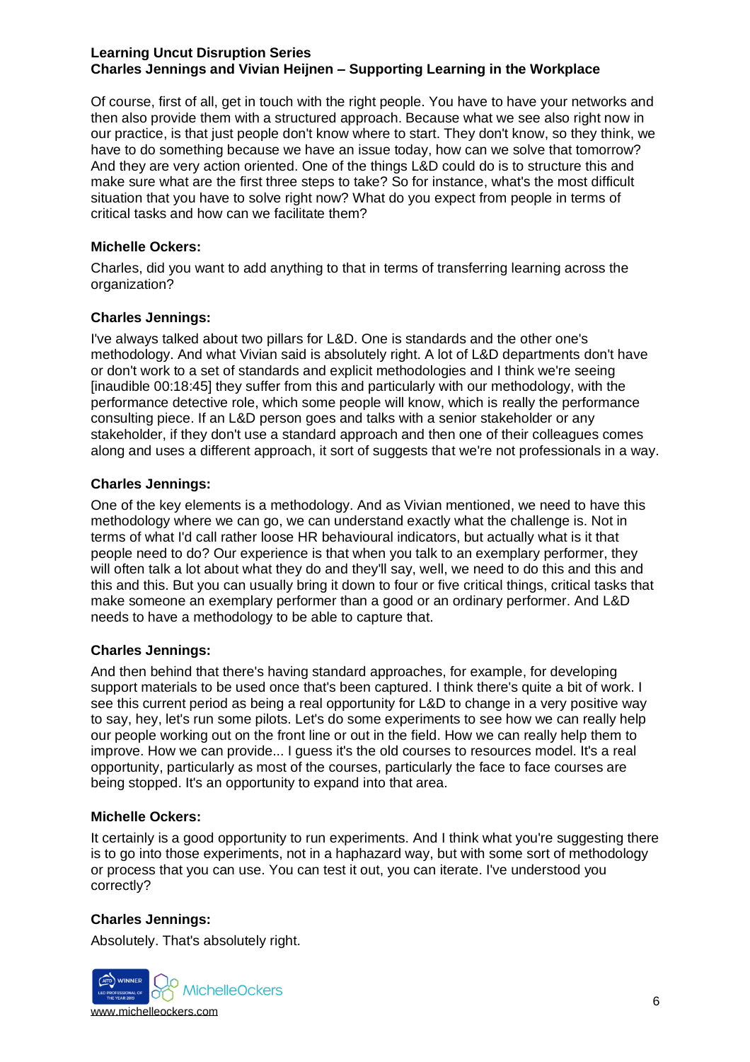Of course, first of all, get in touch with the right people. You have to have your networks and then also provide them with a structured approach. Because what we see also right now in our practice, is that just people don't know where to start. They don't know, so they think, we have to do something because we have an issue today, how can we solve that tomorrow? And they are very action oriented. One of the things L&D could do is to structure this and make sure what are the first three steps to take? So for instance, what's the most difficult situation that you have to solve right now? What do you expect from people in terms of critical tasks and how can we facilitate them?

**Michelle Ockers:**

Charles, did you want to add anything to that in terms of transferring learning across the organization?

**Charles Jennings:**

I've always talked about two pillars for L&D. One is standards and the other one's methodology. And what Vivian said is absolutely right. A lot of L&D departments don't have or don't work to a set of standards and explicit methodologies and I think we're seeing [inaudible 00:18:45] they suffer from this and particularly with our methodology, with the performance detective role, which some people will know, which is really the performance consulting piece. If an L&D person goes and talks with a senior stakeholder or any stakeholder, if they don't use a standard approach and then one of their colleagues comes along and uses a different approach, it sort of suggests that we're not professionals in a way.

**Charles Jennings:**

One of the key elements is a methodology. And as Vivian mentioned, we need to have this methodology where we can go, we can understand exactly what the challenge is. Not in terms of what I'd call rather loose HR behavioural indicators, but actually what is it that people need to do? Our experience is that when you talk to an exemplary performer, they will often talk a lot about what they do and they'll say, well, we need to do this and this and this and this. But you can usually bring it down to four or five critical things, critical tasks that make someone an exemplary performer than a good or an ordinary performer. And L&D needs to have a methodology to be able to capture that.

**Charles Jennings:**

And then behind that there's having standard approaches, for example, for developing support materials to be used once that's been captured. I think there's quite a bit of work. I see this current period as being a real opportunity for L&D to change in a very positive way to say, hey, let's run some pilots. Let's do some experiments to see how we can really help our people working out on the front line or out in the field. How we can really help them to improve. How we can provide... I guess it's the old courses to resources model. It's a real opportunity, particularly as most of the courses, particularly the face to face courses are being stopped. It's an opportunity to expand into that area.

**Michelle Ockers:**

It certainly is a good opportunity to run experiments. And I think what you're suggesting there is to go into those experiments, not in a haphazard way, but with some sort of methodology or process that you can use. You can test it out, you can iterate. I've understood you correctly?

**Charles Jennings:**

Absolutely. That's absolutely right.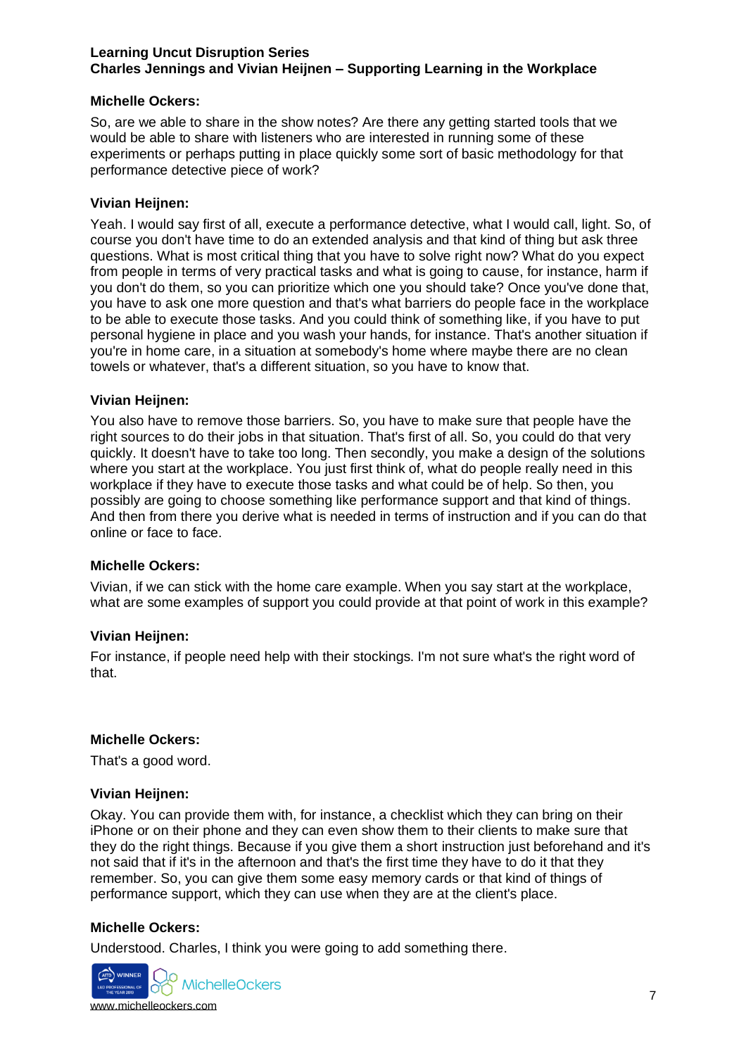**Michelle Ockers:**

So, are we able to share in the show notes? Are there any getting started tools that we would be able to share with listeners who are interested in running some of these experiments or perhaps putting in place quickly some sort of basic methodology for that performance detective piece of work?

**Vivian Heijnen:**

Yeah. I would say first of all, execute a performance detective, what I would call, light. So, of course you don't have time to do an extended analysis and that kind of thing but ask three questions. What is most critical thing that you have to solve right now? What do you expect from people in terms of very practical tasks and what is going to cause, for instance, harm if you don't do them, so you can prioritize which one you should take? Once you've done that, you have to ask one more question and that's what barriers do people face in the workplace to be able to execute those tasks. And you could think of something like, if you have to put personal hygiene in place and you wash your hands, for instance. That's another situation if you're in home care, in a situation at somebody's home where maybe there are no clean towels or whatever, that's a different situation, so you have to know that.

**Vivian Heijnen:**

You also have to remove those barriers. So, you have to make sure that people have the right sources to do their jobs in that situation. That's first of all. So, you could do that very quickly. It doesn't have to take too long. Then secondly, you make a design of the solutions where you start at the workplace. You just first think of, what do people really need in this workplace if they have to execute those tasks and what could be of help. So then, you possibly are going to choose something like performance support and that kind of things. And then from there you derive what is needed in terms of instruction and if you can do that online or face to face.

**Michelle Ockers:**

Vivian, if we can stick with the home care example. When you say start at the workplace, what are some examples of support you could provide at that point of work in this example?

**Vivian Heijnen:**

For instance, if people need help with their stockings. I'm not sure what's the right word of that.

**Michelle Ockers:**

That's a good word.

**Vivian Heijnen:**

Okay. You can provide them with, for instance, a checklist which they can bring on their iPhone or on their phone and they can even show them to their clients to make sure that they do the right things. Because if you give them a short instruction just beforehand and it's not said that if it's in the afternoon and that's the first time they have to do it that they remember. So, you can give them some easy memory cards or that kind of things of performance support, which they can use when they are at the client's place.

**Michelle Ockers:**

Understood. Charles, I think you were going to add something there.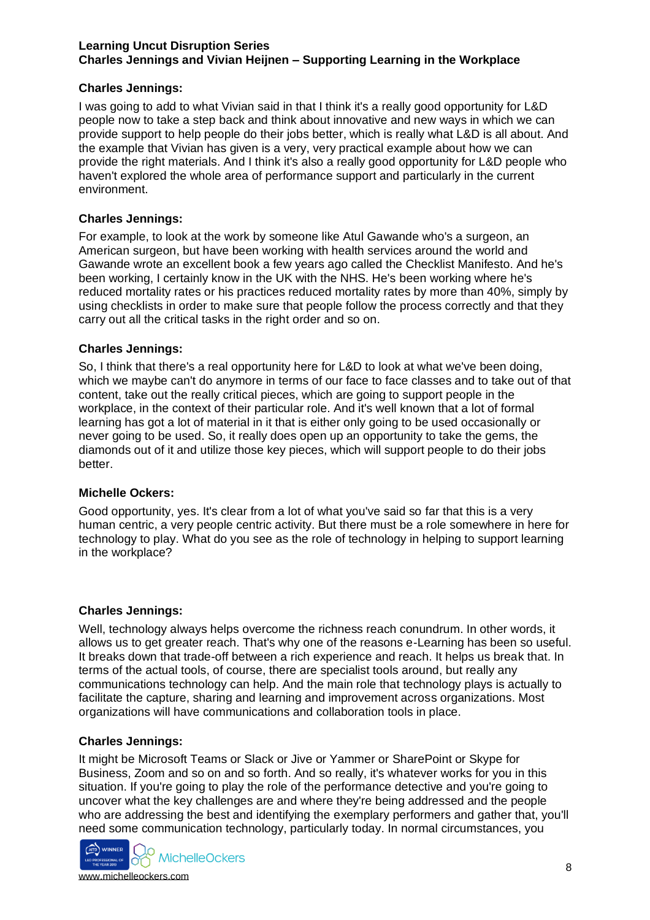**Charles Jennings:**

I was going to add to what Vivian said in that I think it's a really good opportunity for L&D people now to take a step back and think about innovative and new ways in which we can provide support to help people do their jobs better, which is really what L&D is all about. And the example that Vivian has given is a very, very practical example about how we can provide the right materials. And I think it's also a really good opportunity for L&D people who haven't explored the whole area of performance support and particularly in the current environment.

**Charles Jennings:**

For example, to look at the work by someone like Atul Gawande who's a surgeon, an American surgeon, but have been working with health services around the world and Gawande wrote an excellent book a few years ago called the Checklist Manifesto. And he's been working, I certainly know in the UK with the NHS. He's been working where he's reduced mortality rates or his practices reduced mortality rates by more than 40%, simply by using checklists in order to make sure that people follow the process correctly and that they carry out all the critical tasks in the right order and so on.

**Charles Jennings:**

So, I think that there's a real opportunity here for L&D to look at what we've been doing, which we maybe can't do anymore in terms of our face to face classes and to take out of that content, take out the really critical pieces, which are going to support people in the workplace, in the context of their particular role. And it's well known that a lot of formal learning has got a lot of material in it that is either only going to be used occasionally or never going to be used. So, it really does open up an opportunity to take the gems, the diamonds out of it and utilize those key pieces, which will support people to do their jobs better.

**Michelle Ockers:**

Good opportunity, yes. It's clear from a lot of what you've said so far that this is a very human centric, a very people centric activity. But there must be a role somewhere in here for technology to play. What do you see as the role of technology in helping to support learning in the workplace?

**Charles Jennings:**

Well, technology always helps overcome the richness reach conundrum. In other words, it allows us to get greater reach. That's why one of the reasons e-Learning has been so useful. It breaks down that trade-off between a rich experience and reach. It helps us break that. In terms of the actual tools, of course, there are specialist tools around, but really any communications technology can help. And the main role that technology plays is actually to facilitate the capture, sharing and learning and improvement across organizations. Most organizations will have communications and collaboration tools in place.

**Charles Jennings:**

It might be Microsoft Teams or Slack or Jive or Yammer or SharePoint or Skype for Business, Zoom and so on and so forth. And so really, it's whatever works for you in this situation. If you're going to play the role of the performance detective and you're going to uncover what the key challenges are and where they're being addressed and the people who are addressing the best and identifying the exemplary performers and gather that, you'll need some communication technology, particularly today. In normal circumstances, you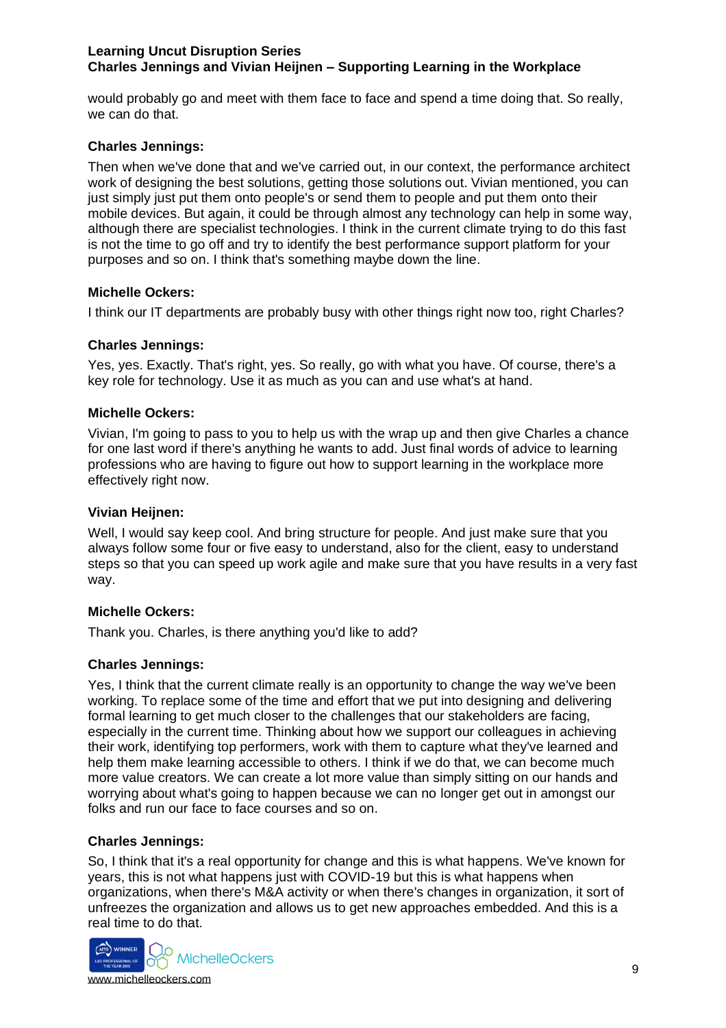would probably go and meet with them face to face and spend a time doing that. So really, we can do that.

**Charles Jennings:**

Then when we've done that and we've carried out, in our context, the performance architect work of designing the best solutions, getting those solutions out. Vivian mentioned, you can just simply just put them onto people's or send them to people and put them onto their mobile devices. But again, it could be through almost any technology can help in some way, although there are specialist technologies. I think in the current climate trying to do this fast is not the time to go off and try to identify the best performance support platform for your purposes and so on. I think that's something maybe down the line.

**Michelle Ockers:**

I think our IT departments are probably busy with other things right now too, right Charles?

**Charles Jennings:**

Yes, yes. Exactly. That's right, yes. So really, go with what you have. Of course, there's a key role for technology. Use it as much as you can and use what's at hand.

**Michelle Ockers:**

Vivian, I'm going to pass to you to help us with the wrap up and then give Charles a chance for one last word if there's anything he wants to add. Just final words of advice to learning professions who are having to figure out how to support learning in the workplace more effectively right now.

**Vivian Heijnen:**

Well, I would say keep cool. And bring structure for people. And just make sure that you always follow some four or five easy to understand, also for the client, easy to understand steps so that you can speed up work agile and make sure that you have results in a very fast way.

**Michelle Ockers:**

Thank you. Charles, is there anything you'd like to add?

**Charles Jennings:**

Yes, I think that the current climate really is an opportunity to change the way we've been working. To replace some of the time and effort that we put into designing and delivering formal learning to get much closer to the challenges that our stakeholders are facing, especially in the current time. Thinking about how we support our colleagues in achieving their work, identifying top performers, work with them to capture what they've learned and help them make learning accessible to others. I think if we do that, we can become much more value creators. We can create a lot more value than simply sitting on our hands and worrying about what's going to happen because we can no longer get out in amongst our folks and run our face to face courses and so on.

**Charles Jennings:**

So, I think that it's a real opportunity for change and this is what happens. We've known for years, this is not what happens just with COVID-19 but this is what happens when organizations, when there's M&A activity or when there's changes in organization, it sort of unfreezes the organization and allows us to get new approaches embedded. And this is a real time to do that.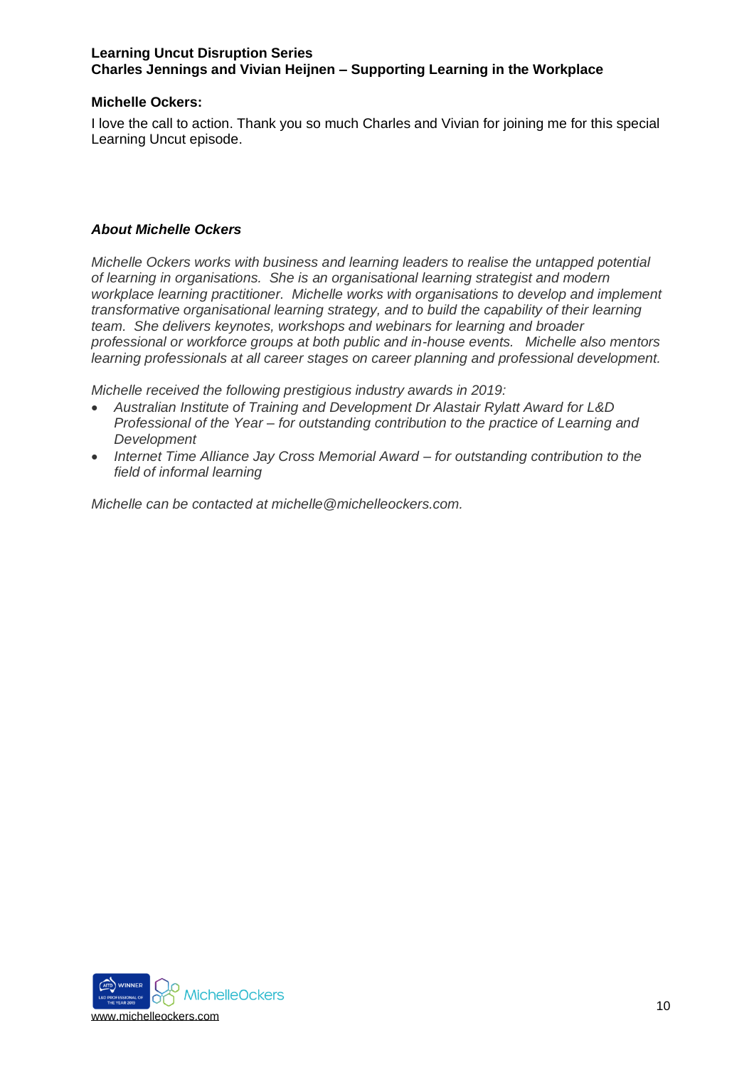**Michelle Ockers:**

I love the call to action. Thank you so much Charles and Vivian for joining me for this special Learning Uncut episode.

***About Michelle Ockers***

*Michelle Ockers works with business and learning leaders to realise the untapped potential of learning in organisations. She is an organisational learning strategist and modern workplace learning practitioner. Michelle works with organisations to develop and implement transformative organisational learning strategy, and to build the capability of their learning team. She delivers keynotes, workshops and webinars for learning and broader professional or workforce groups at both public and in-house events. Michelle also mentors learning professionals at all career stages on career planning and professional development.*

*Michelle received the following prestigious industry awards in 2019:*

- *Australian Institute of Training and Development Dr Alastair Rylatt Award for L&D Professional of the Year – for outstanding contribution to the practice of Learning and Development*
- *Internet Time Alliance Jay Cross Memorial Award – for outstanding contribution to the field of informal learning*

*Michelle can be contacted at michelle@michelleockers.com.*